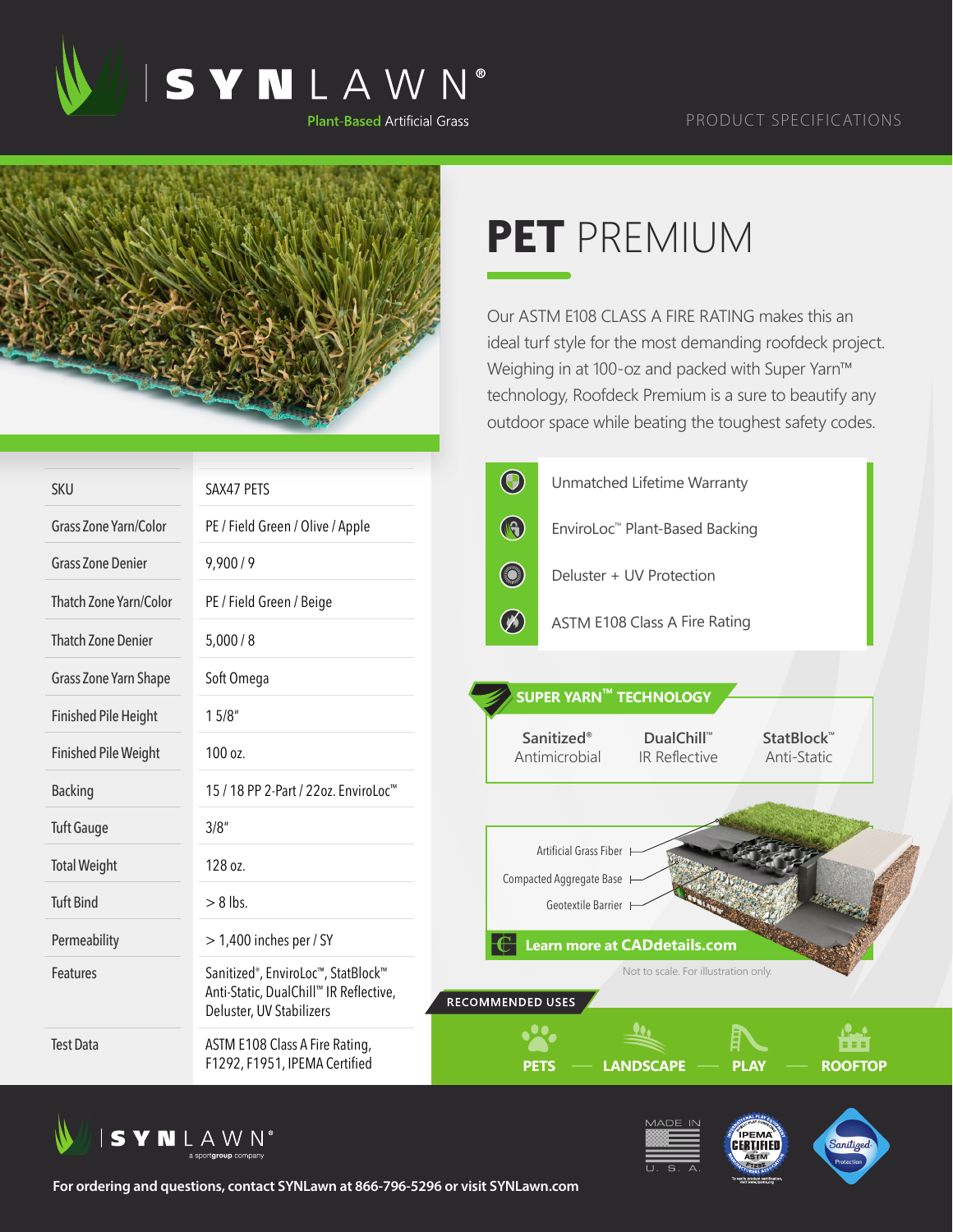# SYNLAWN®

Plant-Based Artificial Grass

PRODUCT SPECIFICATIONS

# PET PREMIUM

Our ASTM E108 CLASS A FIRE RATING makes this an ideal turf style for the most demanding roofdeck project. Weighing in at 100-oz and packed with Super Yarn™ technology, Roofdeck Premium is a sure to beautify any outdoor space while beating the toughest safety codes.

| | |
|---|---|
| SKU | SAX47 PETS |
| Grass Zone Yarn/Color | PE / Field Green / Olive / Apple |
| Grass Zone Denier | 9,900 / 9 |
| Thatch Zone Yarn/Color | PE / Field Green / Beige |
| Thatch Zone Denier | 5,000 / 8 |
| Grass Zone Yarn Shape | Soft Omega |
| Finished Pile Height | 1 5/8" |
| Finished Pile Weight | 100 oz. |
| Backing | 15 / 18 PP 2-Part / 22oz. EnviroLoc™ |
| Tuft Gauge | 3/8" |
| Total Weight | 128 oz. |
| Tuft Bind | > 8 lbs. |
| Permeability | > 1,400 inches per / SY |
| Features | Sanitized®, EnviroLoc™, StatBlock™ Anti-Static, DualChill™ IR Reflective, Deluster, UV Stabilizers |
| Test Data | ASTM E108 Class A Fire Rating, F1292, F1951, IPEMA Certified |

- Unmatched Lifetime Warranty
- EnviroLoc™ Plant-Based Backing
- Deluster + UV Protection
- ASTM E108 Class A Fire Rating

## SUPER YARN™ TECHNOLOGY

| Sanitized® | DualChill™ | StatBlock™ |
|---|---|---|
| Antimicrobial | IR Reflective | Anti-Static |

Artificial Grass Fiber

Compacted Aggregate Base

Geotextile Barrier

**Learn more at CADdetails.com**

Not to scale. For illustration only.

## RECOMMENDED USES

**PETS — LANDSCAPE — PLAY — ROOFTOP**

SYNLAWN® a sportgroup company

MADE IN U. S. A.

IPEMA CERTIFIED ASTM F1292

Sanitized Protection

**For ordering and questions, contact SYNLawn at 866-796-5296 or visit SYNLawn.com**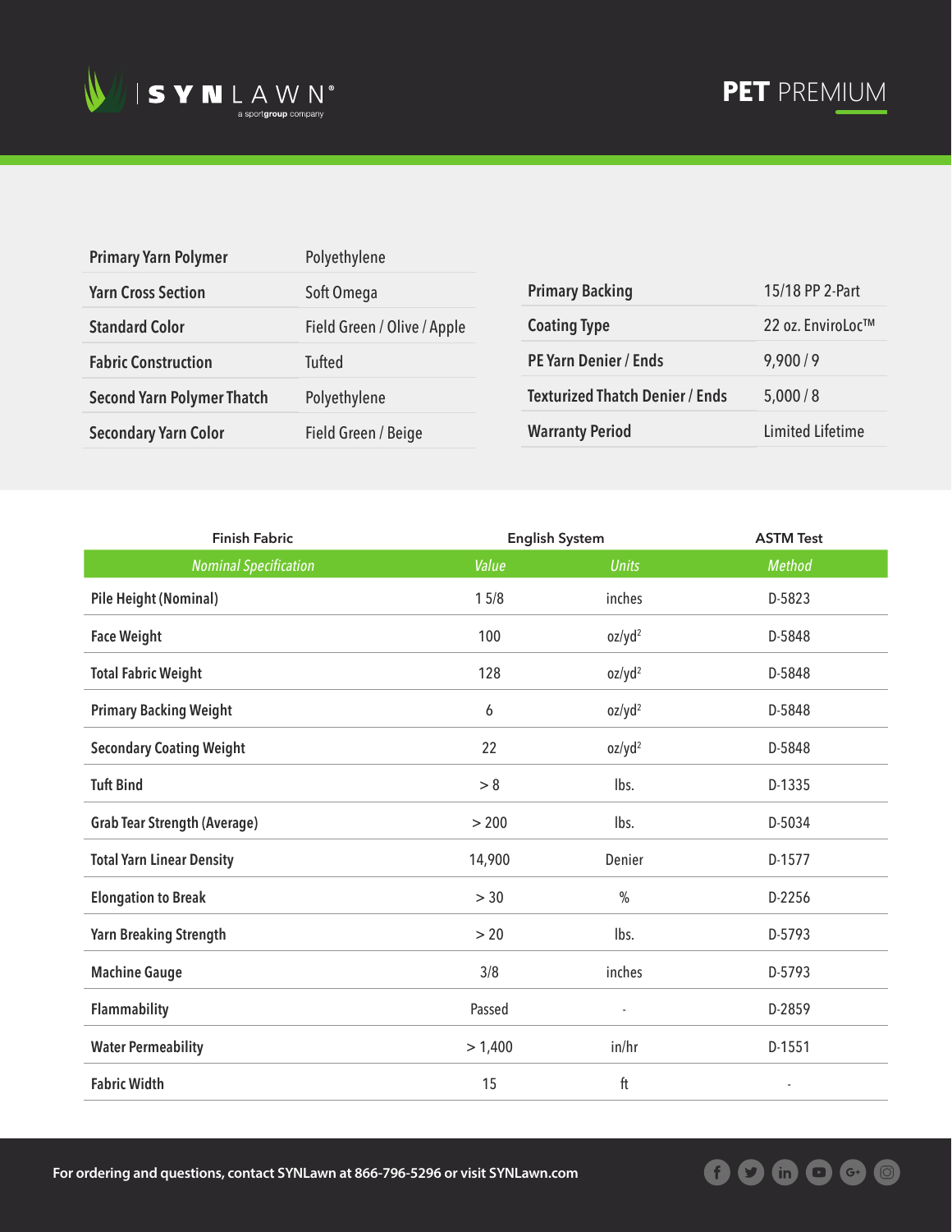SYNLAWN®
a sportgroup company

# PET PREMIUM

| | |
|---|---|
| **Primary Yarn Polymer** | Polyethylene |
| **Yarn Cross Section** | Soft Omega |
| **Standard Color** | Field Green / Olive / Apple |
| **Fabric Construction** | Tufted |
| **Second Yarn Polymer Thatch** | Polyethylene |
| **Secondary Yarn Color** | Field Green / Beige |

| | |
|---|---|
| **Primary Backing** | 15/18 PP 2-Part |
| **Coating Type** | 22 oz. EnviroLoc™ |
| **PE Yarn Denier / Ends** | 9,900 / 9 |
| **Texturized Thatch Denier / Ends** | 5,000 / 8 |
| **Warranty Period** | Limited Lifetime |

| Finish Fabric | English System | | ASTM Test |
|---|---|---|---|
| *Nominal Specification* | *Value* | *Units* | *Method* |
| **Pile Height (Nominal)** | 1 5/8 | inches | D-5823 |
| **Face Weight** | 100 | oz/yd² | D-5848 |
| **Total Fabric Weight** | 128 | oz/yd² | D-5848 |
| **Primary Backing Weight** | 6 | oz/yd² | D-5848 |
| **Secondary Coating Weight** | 22 | oz/yd² | D-5848 |
| **Tuft Bind** | > 8 | lbs. | D-1335 |
| **Grab Tear Strength (Average)** | > 200 | lbs. | D-5034 |
| **Total Yarn Linear Density** | 14,900 | Denier | D-1577 |
| **Elongation to Break** | > 30 | % | D-2256 |
| **Yarn Breaking Strength** | > 20 | lbs. | D-5793 |
| **Machine Gauge** | 3/8 | inches | D-5793 |
| **Flammability** | Passed | - | D-2859 |
| **Water Permeability** | > 1,400 | in/hr | D-1551 |
| **Fabric Width** | 15 | ft | - |

**For ordering and questions, contact SYNLawn at 866-796-5296 or visit SYNLawn.com**